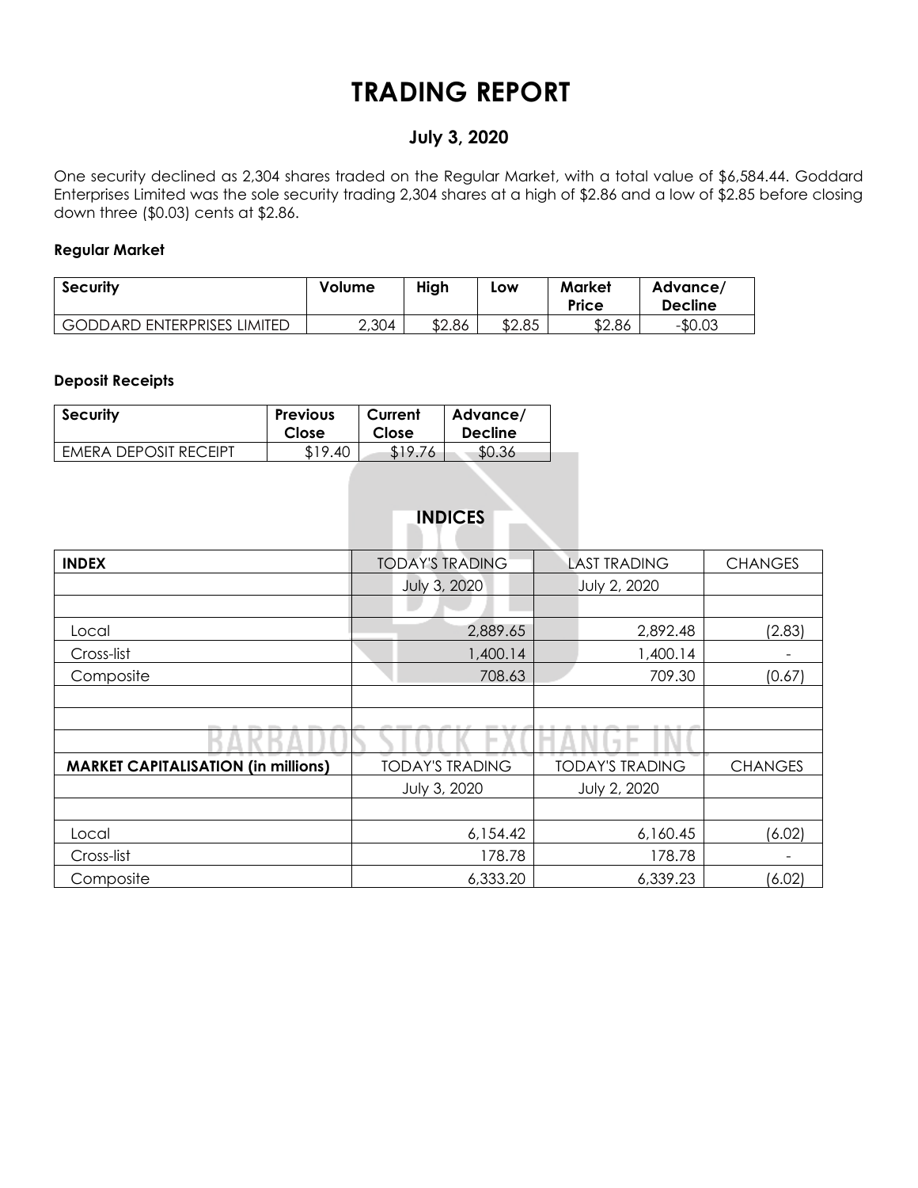# TRADING REPORT

## July 3, 2020

One security declined as 2,304 shares traded on the Regular Market, with a total value of $6,584.44. Goddard Enterprises Limited was the sole security trading 2,304 shares at a high of $2.86 and a low of $2.85 before closing down three ($0.03) cents at $2.86.

### Regular Market

| Security | Volume | High | Low | Market Price | Advance/ Decline |
|---|---|---|---|---|---|
| GODDARD ENTERPRISES LIMITED | 2,304 | $2.86 | $2.85 | $2.86 | -$0.03 |

### Deposit Receipts

| Security | Previous Close | Current Close | Advance/ Decline |
|---|---|---|---|
| EMERA DEPOSIT RECEIPT | $19.40 | $19.76 | $0.36 |

## INDICES

| INDEX | TODAY'S TRADING | LAST TRADING | CHANGES |
|---|---|---|---|
| | July 3, 2020 | July 2, 2020 | |
| | | | |
| Local | 2,889.65 | 2,892.48 | (2.83) |
| Cross-list | 1,400.14 | 1,400.14 | - |
| Composite | 708.63 | 709.30 | (0.67) |

| MARKET CAPITALISATION (in millions) | TODAY'S TRADING | TODAY'S TRADING | CHANGES |
|---|---|---|---|
| | July 3, 2020 | July 2, 2020 | |
| | | | |
| Local | 6,154.42 | 6,160.45 | (6.02) |
| Cross-list | 178.78 | 178.78 | - |
| Composite | 6,333.20 | 6,339.23 | (6.02) |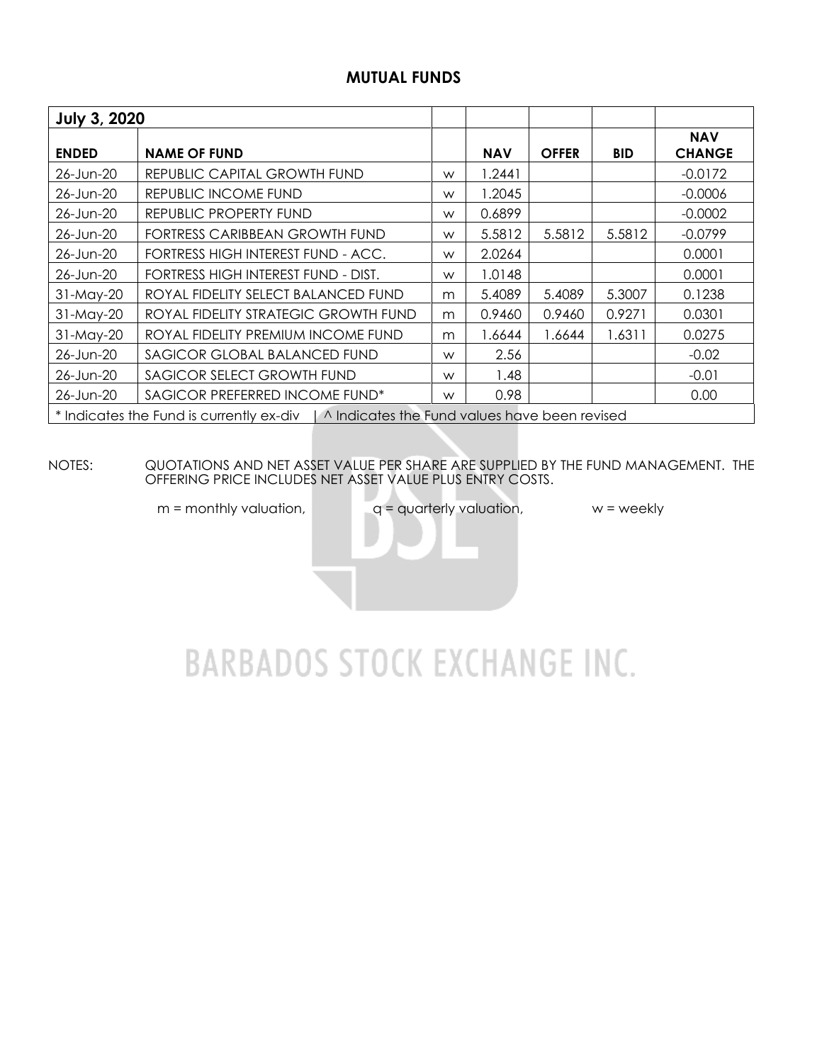## MUTUAL FUNDS

| July 3, 2020 | | | | | | |
|---|---|---|---|---|---|---|
| **ENDED** | **NAME OF FUND** | | **NAV** | **OFFER** | **BID** | **NAV CHANGE** |
| 26-Jun-20 | REPUBLIC CAPITAL GROWTH FUND | w | 1.2441 | | | -0.0172 |
| 26-Jun-20 | REPUBLIC INCOME FUND | w | 1.2045 | | | -0.0006 |
| 26-Jun-20 | REPUBLIC PROPERTY FUND | w | 0.6899 | | | -0.0002 |
| 26-Jun-20 | FORTRESS CARIBBEAN GROWTH FUND | w | 5.5812 | 5.5812 | 5.5812 | -0.0799 |
| 26-Jun-20 | FORTRESS HIGH INTEREST FUND - ACC. | w | 2.0264 | | | 0.0001 |
| 26-Jun-20 | FORTRESS HIGH INTEREST FUND - DIST. | w | 1.0148 | | | 0.0001 |
| 31-May-20 | ROYAL FIDELITY SELECT BALANCED FUND | m | 5.4089 | 5.4089 | 5.3007 | 0.1238 |
| 31-May-20 | ROYAL FIDELITY STRATEGIC GROWTH FUND | m | 0.9460 | 0.9460 | 0.9271 | 0.0301 |
| 31-May-20 | ROYAL FIDELITY PREMIUM INCOME FUND | m | 1.6644 | 1.6644 | 1.6311 | 0.0275 |
| 26-Jun-20 | SAGICOR GLOBAL BALANCED FUND | w | 2.56 | | | -0.02 |
| 26-Jun-20 | SAGICOR SELECT GROWTH FUND | w | 1.48 | | | -0.01 |
| 26-Jun-20 | SAGICOR PREFERRED INCOME FUND* | w | 0.98 | | | 0.00 |

* Indicates the Fund is currently ex-div | ^ Indicates the Fund values have been revised

NOTES: QUOTATIONS AND NET ASSET VALUE PER SHARE ARE SUPPLIED BY THE FUND MANAGEMENT. THE OFFERING PRICE INCLUDES NET ASSET VALUE PLUS ENTRY COSTS.

m = monthly valuation, q = quarterly valuation, w = weekly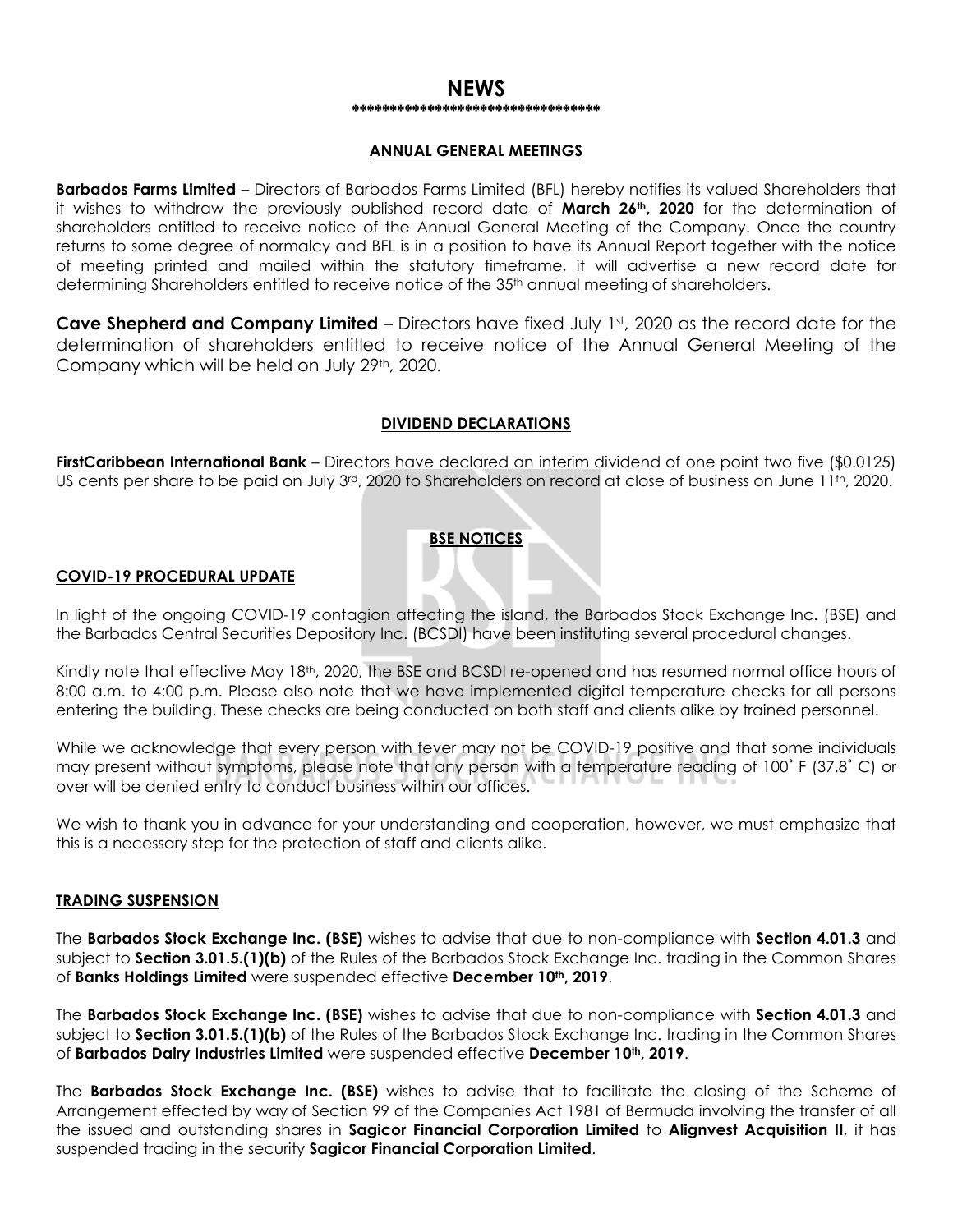# NEWS

*********************************

## ANNUAL GENERAL MEETINGS

**Barbados Farms Limited** – Directors of Barbados Farms Limited (BFL) hereby notifies its valued Shareholders that it wishes to withdraw the previously published record date of **March 26th, 2020** for the determination of shareholders entitled to receive notice of the Annual General Meeting of the Company. Once the country returns to some degree of normalcy and BFL is in a position to have its Annual Report together with the notice of meeting printed and mailed within the statutory timeframe, it will advertise a new record date for determining Shareholders entitled to receive notice of the 35th annual meeting of shareholders.

**Cave Shepherd and Company Limited** – Directors have fixed July 1st, 2020 as the record date for the determination of shareholders entitled to receive notice of the Annual General Meeting of the Company which will be held on July 29th, 2020.

## DIVIDEND DECLARATIONS

**FirstCaribbean International Bank** – Directors have declared an interim dividend of one point two five ($0.0125) US cents per share to be paid on July 3rd, 2020 to Shareholders on record at close of business on June 11th, 2020.

## BSE NOTICES

### COVID-19 PROCEDURAL UPDATE

In light of the ongoing COVID-19 contagion affecting the island, the Barbados Stock Exchange Inc. (BSE) and the Barbados Central Securities Depository Inc. (BCSDI) have been instituting several procedural changes.

Kindly note that effective May 18th, 2020, the BSE and BCSDI re-opened and has resumed normal office hours of 8:00 a.m. to 4:00 p.m. Please also note that we have implemented digital temperature checks for all persons entering the building. These checks are being conducted on both staff and clients alike by trained personnel.

While we acknowledge that every person with fever may not be COVID-19 positive and that some individuals may present without symptoms, please note that any person with a temperature reading of 100˚ F (37.8˚ C) or over will be denied entry to conduct business within our offices.

We wish to thank you in advance for your understanding and cooperation, however, we must emphasize that this is a necessary step for the protection of staff and clients alike.

### TRADING SUSPENSION

The **Barbados Stock Exchange Inc. (BSE)** wishes to advise that due to non-compliance with **Section 4.01.3** and subject to **Section 3.01.5.(1)(b)** of the Rules of the Barbados Stock Exchange Inc. trading in the Common Shares of **Banks Holdings Limited** were suspended effective **December 10th, 2019**.

The **Barbados Stock Exchange Inc. (BSE)** wishes to advise that due to non-compliance with **Section 4.01.3** and subject to **Section 3.01.5.(1)(b)** of the Rules of the Barbados Stock Exchange Inc. trading in the Common Shares of **Barbados Dairy Industries Limited** were suspended effective **December 10th, 2019**.

The **Barbados Stock Exchange Inc. (BSE)** wishes to advise that to facilitate the closing of the Scheme of Arrangement effected by way of Section 99 of the Companies Act 1981 of Bermuda involving the transfer of all the issued and outstanding shares in **Sagicor Financial Corporation Limited** to **Alignvest Acquisition II**, it has suspended trading in the security **Sagicor Financial Corporation Limited**.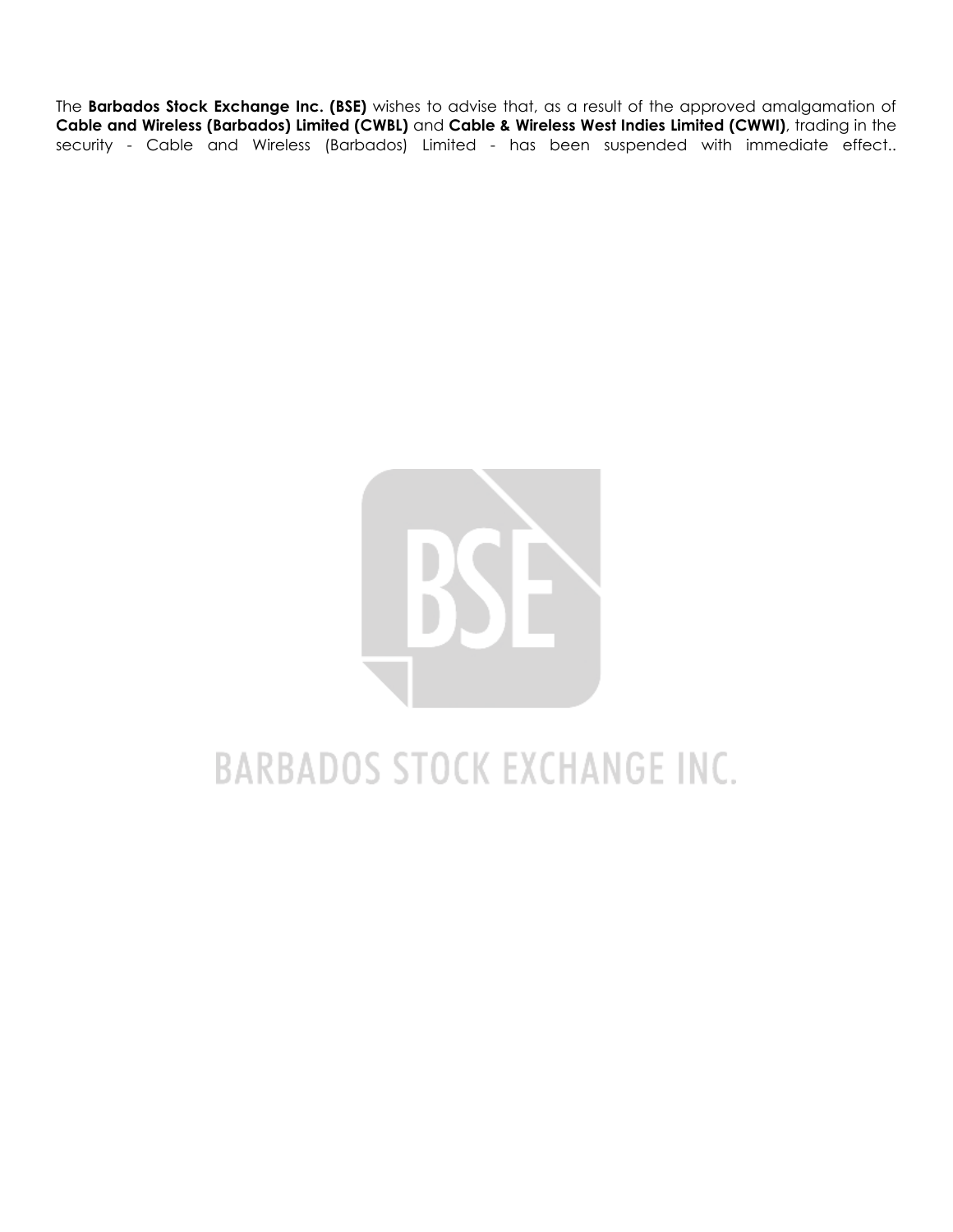The **Barbados Stock Exchange Inc. (BSE)** wishes to advise that, as a result of the approved amalgamation of **Cable and Wireless (Barbados) Limited (CWBL)** and **Cable & Wireless West Indies Limited (CWWI)**, trading in the security - Cable and Wireless (Barbados) Limited - has been suspended with immediate effect..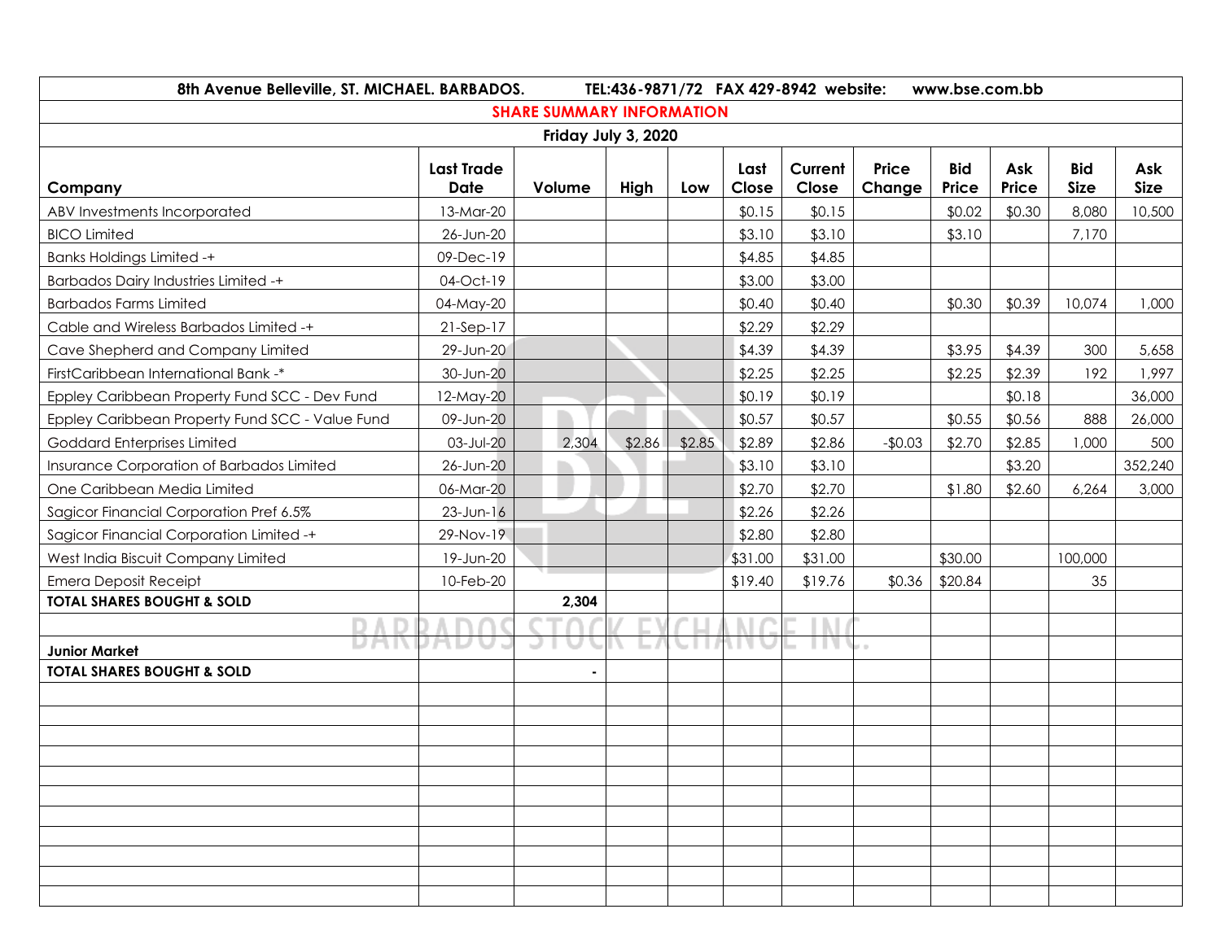8th Avenue Belleville, ST. MICHAEL. BARBADOS. TEL:436-9871/72 FAX 429-8942 website: www.bse.com.bb

## SHARE SUMMARY INFORMATION

**Friday July 3, 2020**

| Company | Last Trade Date | Volume | High | Low | Last Close | Current Close | Price Change | Bid Price | Ask Price | Bid Size | Ask Size |
|---|---|---|---|---|---|---|---|---|---|---|---|
| ABV Investments Incorporated | 13-Mar-20 | | | | $0.15 | $0.15 | | $0.02 | $0.30 | 8,080 | 10,500 |
| BICO Limited | 26-Jun-20 | | | | $3.10 | $3.10 | | $3.10 | | 7,170 | |
| Banks Holdings Limited -+ | 09-Dec-19 | | | | $4.85 | $4.85 | | | | | |
| Barbados Dairy Industries Limited -+ | 04-Oct-19 | | | | $3.00 | $3.00 | | | | | |
| Barbados Farms Limited | 04-May-20 | | | | $0.40 | $0.40 | | $0.30 | $0.39 | 10,074 | 1,000 |
| Cable and Wireless Barbados Limited -+ | 21-Sep-17 | | | | $2.29 | $2.29 | | | | | |
| Cave Shepherd and Company Limited | 29-Jun-20 | | | | $4.39 | $4.39 | | $3.95 | $4.39 | 300 | 5,658 |
| FirstCaribbean International Bank -* | 30-Jun-20 | | | | $2.25 | $2.25 | | $2.25 | $2.39 | 192 | 1,997 |
| Eppley Caribbean Property Fund SCC - Dev Fund | 12-May-20 | | | | $0.19 | $0.19 | | | $0.18 | | 36,000 |
| Eppley Caribbean Property Fund SCC - Value Fund | 09-Jun-20 | | | | $0.57 | $0.57 | | $0.55 | $0.56 | 888 | 26,000 |
| Goddard Enterprises Limited | 03-Jul-20 | 2,304 | $2.86 | $2.85 | $2.89 | $2.86 | -$0.03 | $2.70 | $2.85 | 1,000 | 500 |
| Insurance Corporation of Barbados Limited | 26-Jun-20 | | | | $3.10 | $3.10 | | | $3.20 | | 352,240 |
| One Caribbean Media Limited | 06-Mar-20 | | | | $2.70 | $2.70 | | $1.80 | $2.60 | 6,264 | 3,000 |
| Sagicor Financial Corporation Pref 6.5% | 23-Jun-16 | | | | $2.26 | $2.26 | | | | | |
| Sagicor Financial Corporation Limited -+ | 29-Nov-19 | | | | $2.80 | $2.80 | | | | | |
| West India Biscuit Company Limited | 19-Jun-20 | | | | $31.00 | $31.00 | | $30.00 | | 100,000 | |
| Emera Deposit Receipt | 10-Feb-20 | | | | $19.40 | $19.76 | $0.36 | $20.84 | | 35 | |
| **TOTAL SHARES BOUGHT & SOLD** | | **2,304** | | | | | | | | | |
| | | | | | | | | | | | |
| **Junior Market** | | | | | | | | | | | |
| **TOTAL SHARES BOUGHT & SOLD** | | - | | | | | | | | | |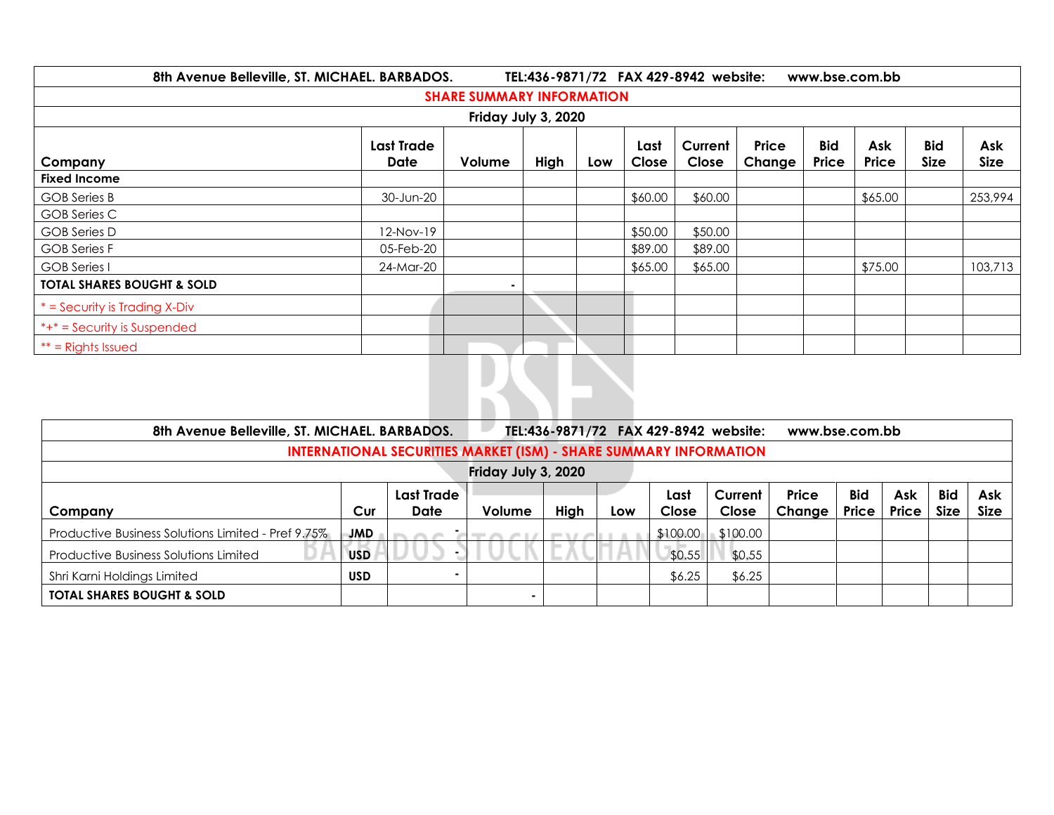| 8th Avenue Belleville, ST. MICHAEL. BARBADOS. TEL:436-9871/72 FAX 429-8942 website: www.bse.com.bb | | | | | | | | | | | |
|---|---|---|---|---|---|---|---|---|---|---|---|
| **SHARE SUMMARY INFORMATION** | | | | | | | | | | | |
| **Friday July 3, 2020** | | | | | | | | | | | |
| **Company** | **Last Trade Date** | **Volume** | **High** | **Low** | **Last Close** | **Current Close** | **Price Change** | **Bid Price** | **Ask Price** | **Bid Size** | **Ask Size** |
| **Fixed Income** | | | | | | | | | | | |
| GOB Series B | 30-Jun-20 | | | | $60.00 | $60.00 | | | $65.00 | | 253,994 |
| GOB Series C | | | | | | | | | | | |
| GOB Series D | 12-Nov-19 | | | | $50.00 | $50.00 | | | | | |
| GOB Series F | 05-Feb-20 | | | | $89.00 | $89.00 | | | | | |
| GOB Series I | 24-Mar-20 | | | | $65.00 | $65.00 | | | $75.00 | | 103,713 |
| **TOTAL SHARES BOUGHT & SOLD** | | - | | | | | | | | | |
| * = Security is Trading X-Div | | | | | | | | | | | |
| *+* = Security is Suspended | | | | | | | | | | | |
| ** = Rights Issued | | | | | | | | | | | |

| 8th Avenue Belleville, ST. MICHAEL. BARBADOS. TEL:436-9871/72 FAX 429-8942 website: www.bse.com.bb | | | | | | | | | | | | |
|---|---|---|---|---|---|---|---|---|---|---|---|---|
| **INTERNATIONAL SECURITIES MARKET (ISM) - SHARE SUMMARY INFORMATION** | | | | | | | | | | | | |
| **Friday July 3, 2020** | | | | | | | | | | | | |
| **Company** | **Cur** | **Last Trade Date** | **Volume** | **High** | **Low** | **Last Close** | **Current Close** | **Price Change** | **Bid Price** | **Ask Price** | **Bid Size** | **Ask Size** |
| Productive Business Solutions Limited - Pref 9.75% | **JMD** | - | | | | $100.00 | $100.00 | | | | | |
| Productive Business Solutions Limited | **USD** | - | | | | $0.55 | $0.55 | | | | | |
| Shri Karni Holdings Limited | **USD** | - | | | | $6.25 | $6.25 | | | | | |
| **TOTAL SHARES BOUGHT & SOLD** | | | - | | | | | | | | | |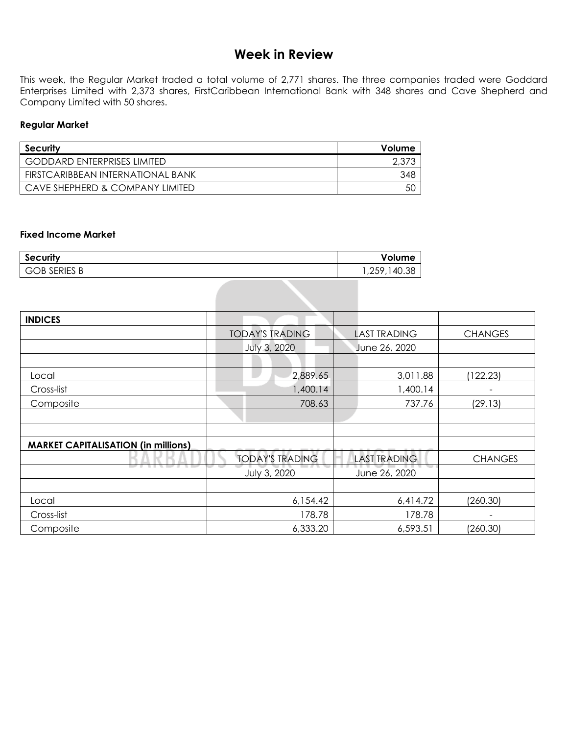# Week in Review

This week, the Regular Market traded a total volume of 2,771 shares. The three companies traded were Goddard Enterprises Limited with 2,373 shares, FirstCaribbean International Bank with 348 shares and Cave Shepherd and Company Limited with 50 shares.

**Regular Market**

| Security | Volume |
|---|---:|
| GODDARD ENTERPRISES LIMITED | 2,373 |
| FIRSTCARIBBEAN INTERNATIONAL BANK | 348 |
| CAVE SHEPHERD & COMPANY LIMITED | 50 |

**Fixed Income Market**

| Security | Volume |
|---|---:|
| GOB SERIES B | 1,259,140.38 |

| **INDICES** | | | |
|---|---:|---:|---:|
| | TODAY'S TRADING | LAST TRADING | CHANGES |
| | July 3, 2020 | June 26, 2020 | |
| | | | |
| Local | 2,889.65 | 3,011.88 | (122.23) |
| Cross-list | 1,400.14 | 1,400.14 | - |
| Composite | 708.63 | 737.76 | (29.13) |
| | | | |
| | | | |
| **MARKET CAPITALISATION (in millions)** | | | |
| | TODAY'S TRADING | LAST TRADING | CHANGES |
| | July 3, 2020 | June 26, 2020 | |
| | | | |
| Local | 6,154.42 | 6,414.72 | (260.30) |
| Cross-list | 178.78 | 178.78 | - |
| Composite | 6,333.20 | 6,593.51 | (260.30) |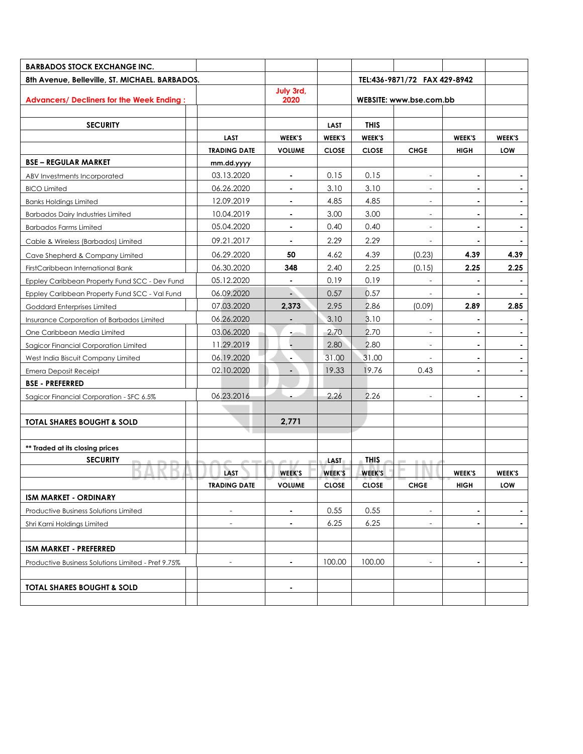| BARBADOS STOCK EXCHANGE INC. | | | | | | | |
|---|---|---|---|---|---|---|---|
| 8th Avenue, Belleville, ST. MICHAEL. BARBADOS. | | | | TEL:436-9871/72 FAX 429-8942 | | | |
| Advancers/ Decliners for the Week Ending : | | July 3rd, 2020 | | WEBSITE: www.bse.com.bb | | | |
| | | | | | | | |
| SECURITY | | | LAST | THIS | | | |
| | LAST | WEEK'S | WEEK'S | WEEK'S | | WEEK'S | WEEK'S |
| | TRADING DATE | VOLUME | CLOSE | CLOSE | CHGE | HIGH | LOW |
| **BSE – REGULAR MARKET** | mm.dd.yyyy | | | | | | |
| ABV Investments Incorporated | 03.13.2020 | - | 0.15 | 0.15 | - | - | - |
| BICO Limited | 06.26.2020 | - | 3.10 | 3.10 | - | - | - |
| Banks Holdings Limited | 12.09.2019 | - | 4.85 | 4.85 | - | - | - |
| Barbados Dairy Industries Limited | 10.04.2019 | - | 3.00 | 3.00 | - | - | - |
| Barbados Farms Limited | 05.04.2020 | - | 0.40 | 0.40 | - | - | - |
| Cable & Wireless (Barbados) Limited | 09.21.2017 | - | 2.29 | 2.29 | - | - | - |
| Cave Shepherd & Company Limited | 06.29.2020 | 50 | 4.62 | 4.39 | (0.23) | 4.39 | 4.39 |
| FirstCaribbean International Bank | 06.30.2020 | 348 | 2.40 | 2.25 | (0.15) | 2.25 | 2.25 |
| Eppley Caribbean Property Fund SCC - Dev Fund | 05.12.2020 | - | 0.19 | 0.19 | - | - | - |
| Eppley Caribbean Property Fund SCC - Val Fund | 06.09.2020 | - | 0.57 | 0.57 | - | - | - |
| Goddard Enterprises Limited | 07.03.2020 | 2,373 | 2.95 | 2.86 | (0.09) | 2.89 | 2.85 |
| Insurance Corporation of Barbados Limited | 06.26.2020 | - | 3.10 | 3.10 | - | - | - |
| One Caribbean Media Limited | 03.06.2020 | - | 2.70 | 2.70 | - | - | - |
| Sagicor Financial Corporation Limited | 11.29.2019 | - | 2.80 | 2.80 | - | - | - |
| West India Biscuit Company Limited | 06.19.2020 | - | 31.00 | 31.00 | - | - | - |
| Emera Deposit Receipt | 02.10.2020 | - | 19.33 | 19.76 | 0.43 | - | - |
| **BSE - PREFERRED** | | | | | | | |
| Sagicor Financial Corporation - SFC 6.5% | 06.23.2016 | - | 2.26 | 2.26 | - | - | - |
| | | | | | | | |
| **TOTAL SHARES BOUGHT & SOLD** | | 2,771 | | | | | |
| | | | | | | | |
| ** Traded at its closing prices | | | | | | | |
| SECURITY | | | LAST | THIS | | | |
| | LAST | WEEK'S | WEEK'S | WEEK'S | | WEEK'S | WEEK'S |
| | TRADING DATE | VOLUME | CLOSE | CLOSE | CHGE | HIGH | LOW |
| **ISM MARKET - ORDINARY** | | | | | | | |
| Productive Business Solutions Limited | - | - | 0.55 | 0.55 | - | - | - |
| Shri Karni Holdings Limited | - | - | 6.25 | 6.25 | - | - | - |
| | | | | | | | |
| **ISM MARKET - PREFERRED** | | | | | | | |
| Productive Business Solutions Limited - Pref 9.75% | - | - | 100.00 | 100.00 | - | - | - |
| | | | | | | | |
| **TOTAL SHARES BOUGHT & SOLD** | | - | | | | | |